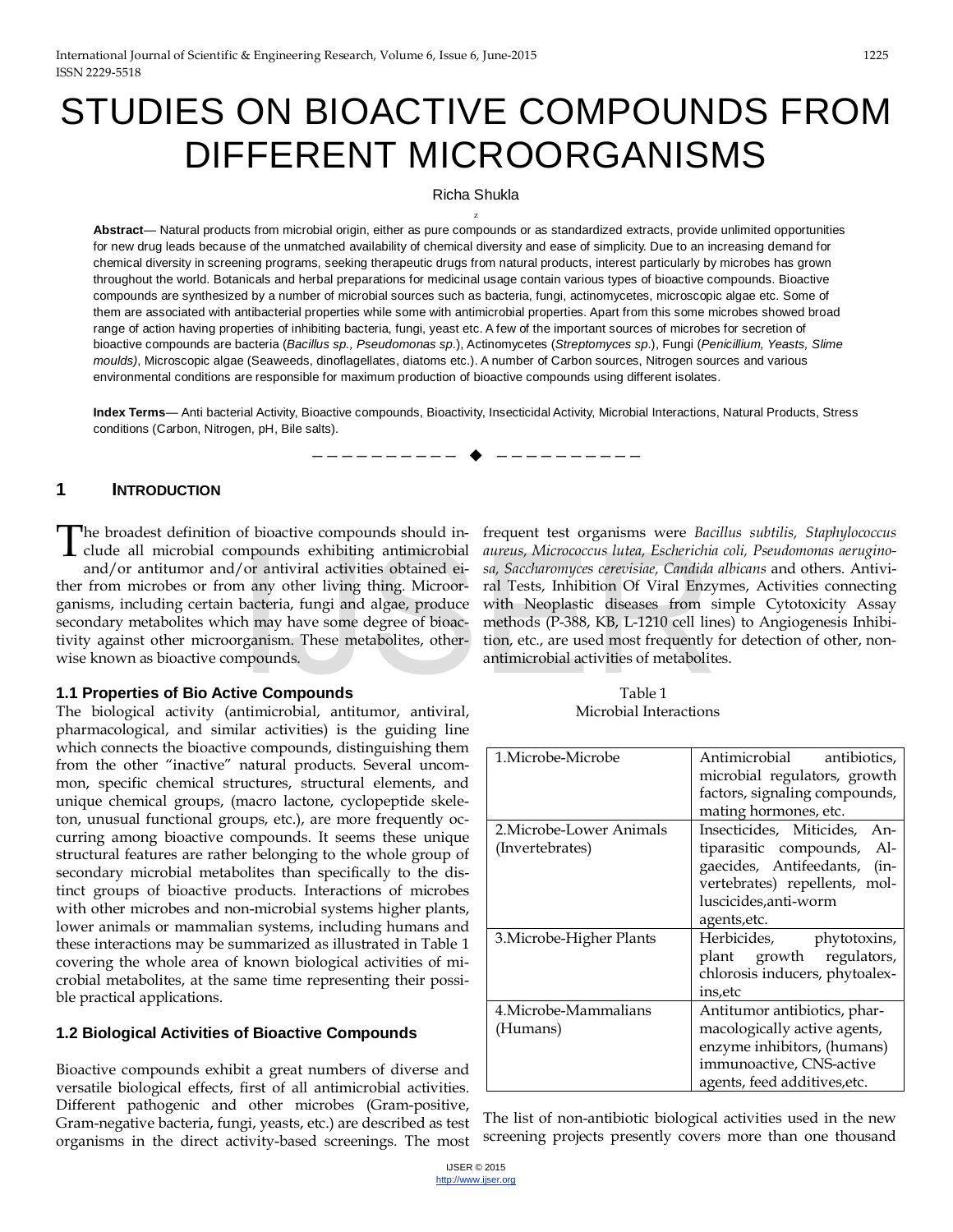# STUDIES ON BIOACTIVE COMPOUNDS FROM DIFFERENT MICROORGANISMS

Richa Shukla

**Abstract**— Natural products from microbial origin, either as pure compounds or as standardized extracts, provide unlimited opportunities for new drug leads because of the unmatched availability of chemical diversity and ease of simplicity. Due to an increasing demand for chemical diversity in screening programs, seeking therapeutic drugs from natural products, interest particularly by microbes has grown throughout the world. Botanicals and herbal preparations for medicinal usage contain various types of bioactive compounds. Bioactive compounds are synthesized by a number of microbial sources such as bacteria, fungi, actinomycetes, microscopic algae etc. Some of them are associated with antibacterial properties while some with antimicrobial properties. Apart from this some microbes showed broad range of action having properties of inhibiting bacteria, fungi, yeast etc. A few of the important sources of microbes for secretion of bioactive compounds are bacteria (*Bacillus sp., Pseudomonas sp.*), Actinomycetes (*Streptomyces sp.*), Fungi (*Penicillium, Yeasts, Slime moulds)*, Microscopic algae (Seaweeds, dinoflagellates, diatoms etc.). A number of Carbon sources, Nitrogen sources and various environmental conditions are responsible for maximum production of bioactive compounds using different isolates.

**Index Terms**— Anti bacterial Activity, Bioactive compounds, Bioactivity, Insecticidal Activity, Microbial Interactions, Natural Products, Stress conditions (Carbon, Nitrogen, pH, Bile salts).

## 1 INTRODUCTION

The broadest definition of bioactive compounds should include all microbial compounds exhibiting antimicrobial and/or antitumor and/or antiviral activities obtained either from microbes or from any other living thing. Microorganisms, including certain bacteria, fungi and algae, produce secondary metabolites which may have some degree of bioactivity against other microorganism. These metabolites, otherwise known as bioactive compounds.

### 1.1 Properties of Bio Active Compounds

The biological activity (antimicrobial, antitumor, antiviral, pharmacological, and similar activities) is the guiding line which connects the bioactive compounds, distinguishing them from the other "inactive" natural products. Several uncommon, specific chemical structures, structural elements, and unique chemical groups, (macro lactone, cyclopeptide skeleton, unusual functional groups, etc.), are more frequently occurring among bioactive compounds. It seems these unique structural features are rather belonging to the whole group of secondary microbial metabolites than specifically to the distinct groups of bioactive products. Interactions of microbes with other microbes and non-microbial systems higher plants, lower animals or mammalian systems, including humans and these interactions may be summarized as illustrated in Table 1 covering the whole area of known biological activities of microbial metabolites, at the same time representing their possible practical applications.

### 1.2 Biological Activities of Bioactive Compounds

Bioactive compounds exhibit a great numbers of diverse and versatile biological effects, first of all antimicrobial activities. Different pathogenic and other microbes (Gram-positive, Gram-negative bacteria, fungi, yeasts, etc.) are described as test organisms in the direct activity-based screenings. The most frequent test organisms were *Bacillus subtilis, Staphylococcus aureus, Micrococcus lutea, Escherichia coli, Pseudomonas aeruginosa, Saccharomyces cerevisiae, Candida albicans* and others. Antiviral Tests, Inhibition Of Viral Enzymes, Activities connecting with Neoplastic diseases from simple Cytotoxicity Assay methods (P-388, KB, L-1210 cell lines) to Angiogenesis Inhibition, etc., are used most frequently for detection of other, non-antimicrobial activities of metabolites.

Table 1
Microbial Interactions

| | |
|---|---|
| 1.Microbe-Microbe | Antimicrobial antibiotics, microbial regulators, growth factors, signaling compounds, mating hormones, etc. |
| 2.Microbe-Lower Animals (Invertebrates) | Insecticides, Miticides, Antiparasitic compounds, Algaecides, Antifeedants, (invertebrates) repellents, molluscicides,anti-worm agents,etc. |
| 3.Microbe-Higher Plants | Herbicides, phytotoxins, plant growth regulators, chlorosis inducers, phytoalexins,etc |
| 4.Microbe-Mammalians (Humans) | Antitumor antibiotics, pharmacologically active agents, enzyme inhibitors, (humans) immunoactive, CNS-active agents, feed additives,etc. |

The list of non-antibiotic biological activities used in the new screening projects presently covers more than one thousand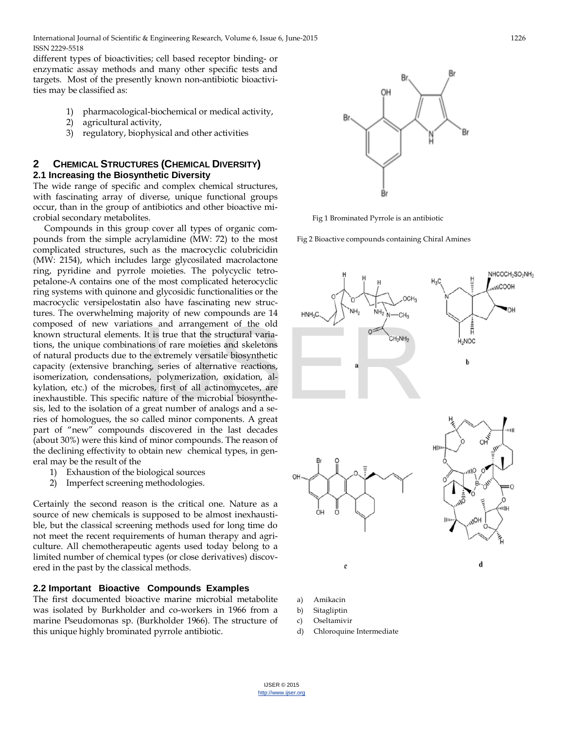different types of bioactivities; cell based receptor binding- or enzymatic assay methods and many other specific tests and targets. Most of the presently known non-antibiotic bioactivities may be classified as:

1) pharmacological-biochemical or medical activity,
2) agricultural activity,
3) regulatory, biophysical and other activities

## 2 CHEMICAL STRUCTURES (CHEMICAL DIVERSITY)

### 2.1 Increasing the Biosynthetic Diversity

The wide range of specific and complex chemical structures, with fascinating array of diverse, unique functional groups occur, than in the group of antibiotics and other bioactive microbial secondary metabolites.

Compounds in this group cover all types of organic compounds from the simple acrylamidine (MW: 72) to the most complicated structures, such as the macrocyclic colubricidin (MW: 2154), which includes large glycosilated macrolactone ring, pyridine and pyrrole moieties. The polycyclic tetropetalone-A contains one of the most complicated heterocyclic ring systems with quinone and glycosidic functionalities or the macrocyclic versipelostatin also have fascinating new structures. The overwhelming majority of new compounds are 14 composed of new variations and arrangement of the old known structural elements. It is true that the structural variations, the unique combinations of rare moieties and skeletons of natural products due to the extremely versatile biosynthetic capacity (extensive branching, series of alternative reactions, isomerization, condensations, polymerization, oxidation, alkylation, etc.) of the microbes, first of all actinomycetes, are inexhaustible. This specific nature of the microbial biosynthesis, led to the isolation of a great number of analogs and a series of homologues, the so called minor components. A great part of "new" compounds discovered in the last decades (about 30%) were this kind of minor compounds. The reason of the declining effectivity to obtain new chemical types, in general may be the result of the

1) Exhaustion of the biological sources
2) Imperfect screening methodologies.

Certainly the second reason is the critical one. Nature as a source of new chemicals is supposed to be almost inexhaustible, but the classical screening methods used for long time do not meet the recent requirements of human therapy and agriculture. All chemotherapeutic agents used today belong to a limited number of chemical types (or close derivatives) discovered in the past by the classical methods.

### 2.2 Important Bioactive Compounds Examples

The first documented bioactive marine microbial metabolite was isolated by Burkholder and co-workers in 1966 from a marine Pseudomonas sp. (Burkholder 1966). The structure of this unique highly brominated pyrrole antibiotic.

Fig 1 Brominated Pyrrole is an antibiotic

Fig 2 Bioactive compounds containing Chiral Amines

a) Amikacin
b) Sitagliptin
c) Oseltamivir
d) Chloroquine Intermediate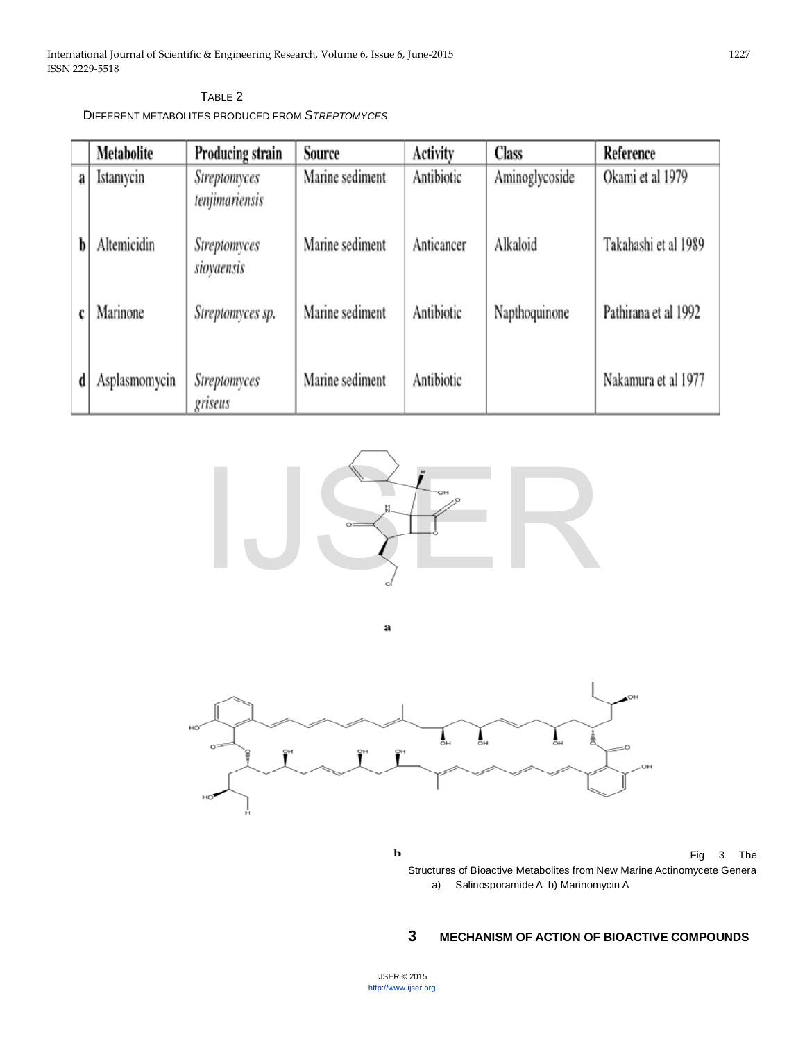TABLE 2

DIFFERENT METABOLITES PRODUCED FROM *STREPTOMYCES*

| | Metabolite | Producing strain | Source | Activity | Class | Reference |
|---|---|---|---|---|---|---|
| a | Istamycin | *Streptomyces tenjimariensis* | Marine sediment | Antibiotic | Aminoglycoside | Okami et al 1979 |
| b | Altemicidin | *Streptomyces sioyaensis* | Marine sediment | Anticancer | Alkaloid | Takahashi et al 1989 |
| c | Marinone | *Streptomyces sp.* | Marine sediment | Antibiotic | Napthoquinone | Pathirana et al 1992 |
| d | Asplasmomycin | *Streptomyces griseus* | Marine sediment | Antibiotic | | Nakamura et al 1977 |

a

b

Fig 3 The Structures of Bioactive Metabolites from New Marine Actinomycete Genera
a) Salinosporamide A b) Marinomycin A

## 3 MECHANISM OF ACTION OF BIOACTIVE COMPOUNDS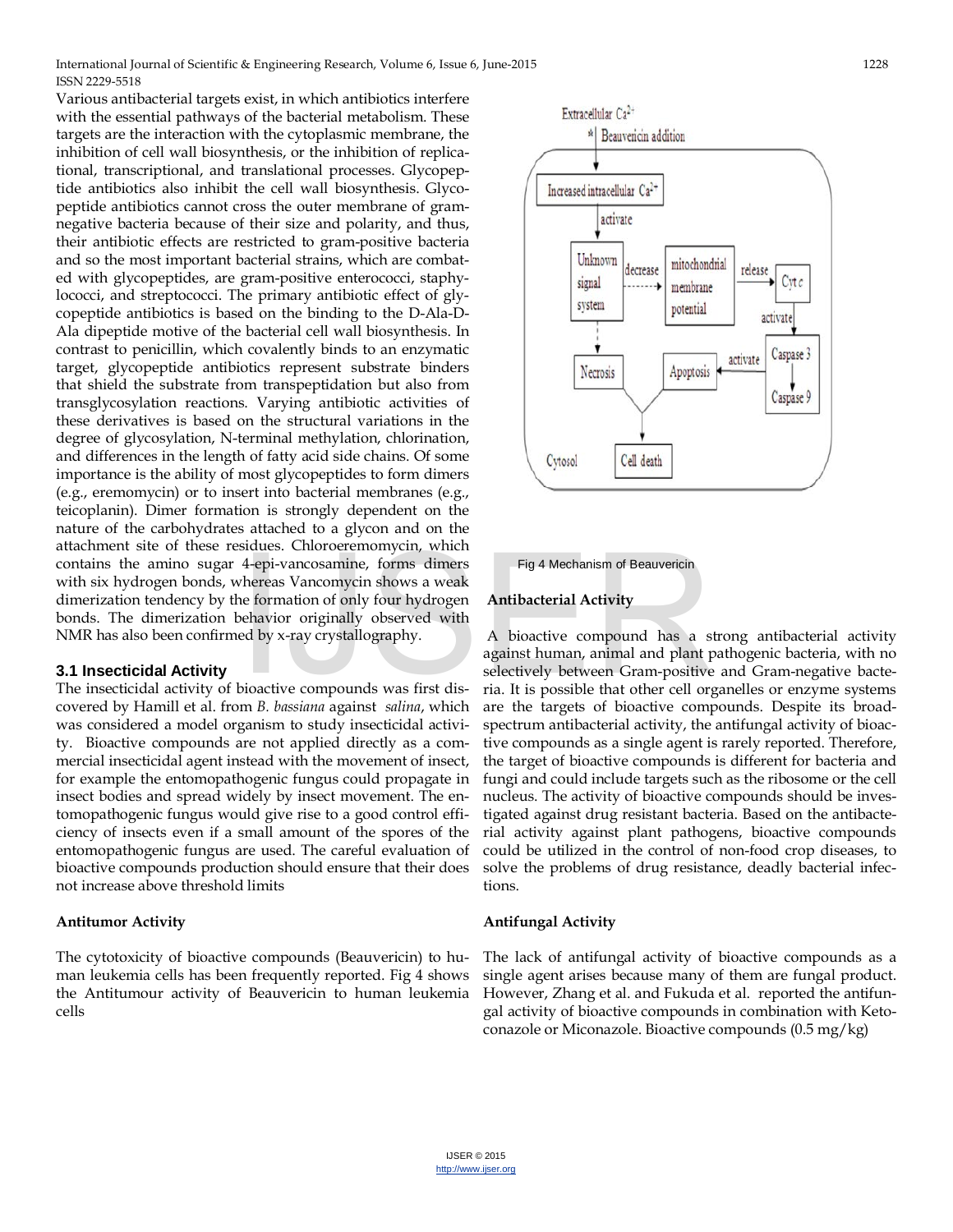Various antibacterial targets exist, in which antibiotics interfere with the essential pathways of the bacterial metabolism. These targets are the interaction with the cytoplasmic membrane, the inhibition of cell wall biosynthesis, or the inhibition of replicational, transcriptional, and translational processes. Glycopeptide antibiotics also inhibit the cell wall biosynthesis. Glycopeptide antibiotics cannot cross the outer membrane of gram-negative bacteria because of their size and polarity, and thus, their antibiotic effects are restricted to gram-positive bacteria and so the most important bacterial strains, which are combated with glycopeptides, are gram-positive enterococci, staphylococci, and streptococci. The primary antibiotic effect of glycopeptide antibiotics is based on the binding to the D-Ala-D-Ala dipeptide motive of the bacterial cell wall biosynthesis. In contrast to penicillin, which covalently binds to an enzymatic target, glycopeptide antibiotics represent substrate binders that shield the substrate from transpeptidation but also from transglycosylation reactions. Varying antibiotic activities of these derivatives is based on the structural variations in the degree of glycosylation, N-terminal methylation, chlorination, and differences in the length of fatty acid side chains. Of some importance is the ability of most glycopeptides to form dimers (e.g., eremomycin) or to insert into bacterial membranes (e.g., teicoplanin). Dimer formation is strongly dependent on the nature of the carbohydrates attached to a glycon and on the attachment site of these residues. Chloroeremomycin, which contains the amino sugar 4-epi-vancosamine, forms dimers with six hydrogen bonds, whereas Vancomycin shows a weak dimerization tendency by the formation of only four hydrogen bonds. The dimerization behavior originally observed with NMR has also been confirmed by x-ray crystallography.

### 3.1 Insecticidal Activity

The insecticidal activity of bioactive compounds was first discovered by Hamill et al. from *B. bassiana* against *salina*, which was considered a model organism to study insecticidal activity. Bioactive compounds are not applied directly as a commercial insecticidal agent instead with the movement of insect, for example the entomopathogenic fungus could propagate in insect bodies and spread widely by insect movement. The entomopathogenic fungus would give rise to a good control efficiency of insects even if a small amount of the spores of the entomopathogenic fungus are used. The careful evaluation of bioactive compounds production should ensure that their does not increase above threshold limits

**Antitumor Activity**

The cytotoxicity of bioactive compounds (Beauvericin) to human leukemia cells has been frequently reported. Fig 4 shows the Antitumour activity of Beauvericin to human leukemia cells

Fig 4 Mechanism of Beauvericin

**Antibacterial Activity**

A bioactive compound has a strong antibacterial activity against human, animal and plant pathogenic bacteria, with no selectively between Gram-positive and Gram-negative bacteria. It is possible that other cell organelles or enzyme systems are the targets of bioactive compounds. Despite its broad-spectrum antibacterial activity, the antifungal activity of bioactive compounds as a single agent is rarely reported. Therefore, the target of bioactive compounds is different for bacteria and fungi and could include targets such as the ribosome or the cell nucleus. The activity of bioactive compounds should be investigated against drug resistant bacteria. Based on the antibacterial activity against plant pathogens, bioactive compounds could be utilized in the control of non-food crop diseases, to solve the problems of drug resistance, deadly bacterial infections.

**Antifungal Activity**

The lack of antifungal activity of bioactive compounds as a single agent arises because many of them are fungal product. However, Zhang et al. and Fukuda et al. reported the antifungal activity of bioactive compounds in combination with Ketoconazole or Miconazole. Bioactive compounds (0.5 mg/kg)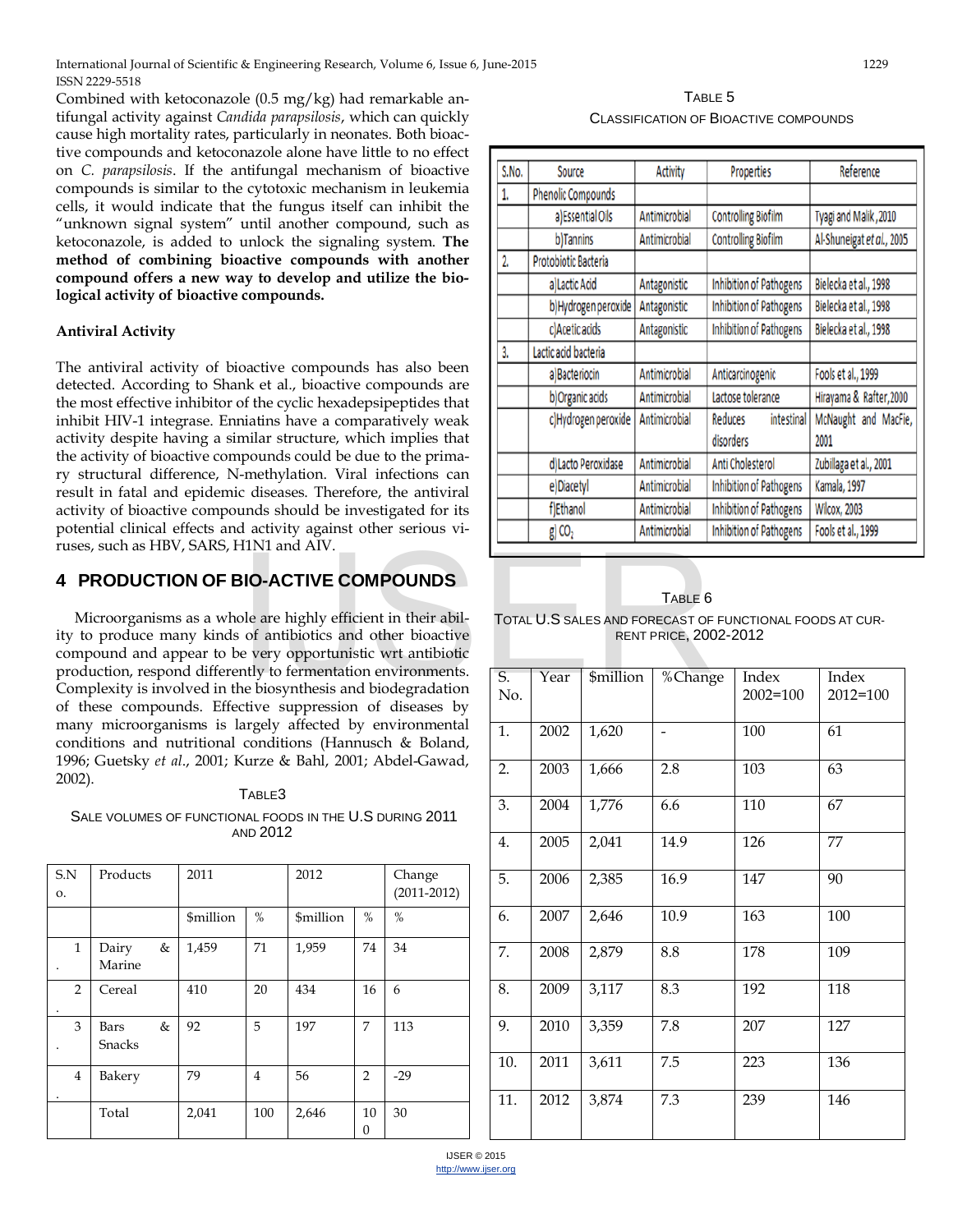Combined with ketoconazole (0.5 mg/kg) had remarkable antifungal activity against *Candida parapsilosis*, which can quickly cause high mortality rates, particularly in neonates. Both bioactive compounds and ketoconazole alone have little to no effect on *C. parapsilosis*. If the antifungal mechanism of bioactive compounds is similar to the cytotoxic mechanism in leukemia cells, it would indicate that the fungus itself can inhibit the "unknown signal system" until another compound, such as ketoconazole, is added to unlock the signaling system. **The method of combining bioactive compounds with another compound offers a new way to develop and utilize the biological activity of bioactive compounds.**

### Antiviral Activity

The antiviral activity of bioactive compounds has also been detected. According to Shank et al., bioactive compounds are the most effective inhibitor of the cyclic hexadepsipeptides that inhibit HIV-1 integrase. Enniatins have a comparatively weak activity despite having a similar structure, which implies that the activity of bioactive compounds could be due to the primary structural difference, N-methylation. Viral infections can result in fatal and epidemic diseases. Therefore, the antiviral activity of bioactive compounds should be investigated for its potential clinical effects and activity against other serious viruses, such as HBV, SARS, H1N1 and AIV.

## 4 PRODUCTION OF BIO-ACTIVE COMPOUNDS

Microorganisms as a whole are highly efficient in their ability to produce many kinds of antibiotics and other bioactive compound and appear to be very opportunistic wrt antibiotic production, respond differently to fermentation environments. Complexity is involved in the biosynthesis and biodegradation of these compounds. Effective suppression of diseases by many microorganisms is largely affected by environmental conditions and nutritional conditions (Hannusch & Boland, 1996; Guetsky *et al*., 2001; Kurze & Bahl, 2001; Abdel-Gawad, 2002).

TABLE3

SALE VOLUMES OF FUNCTIONAL FOODS IN THE U.S DURING 2011 AND 2012

| S.No. | Products | 2011 | | 2012 | | Change (2011-2012) |
|---|---|---|---|---|---|---|
| | | $million | % | $million | % | % |
| 1. | Dairy & Marine | 1,459 | 71 | 1,959 | 74 | 34 |
| 2. | Cereal | 410 | 20 | 434 | 16 | 6 |
| 3. | Bars & Snacks | 92 | 5 | 197 | 7 | 113 |
| 4. | Bakery | 79 | 4 | 56 | 2 | -29 |
| | Total | 2,041 | 100 | 2,646 | 100 | 30 |

TABLE 5

CLASSIFICATION OF BIOACTIVE COMPOUNDS

| S.No. | Source | Activity | Properties | Reference |
|---|---|---|---|---|
| 1. | Phenolic Compounds | | | |
| | a)Essential Oils | Antimicrobial | Controlling Biofilm | Tyagi and Malik, 2010 |
| | b)Tannins | Antimicrobial | Controlling Biofilm | Al-Shuneigat *et al.*, 2005 |
| 2. | Protobiotic Bacteria | | | |
| | a)Lactic Acid | Antagonistic | Inhibition of Pathogens | Bielecka et al., 1998 |
| | b)Hydrogen peroxide | Antagonistic | Inhibition of Pathogens | Bielecka et al., 1998 |
| | c)Acetic acids | Antagonistic | Inhibition of Pathogens | Bielecka et al., 1998 |
| 3. | Lactic acid bacteria | | | |
| | a)Bacteriocin | Antimicrobial | Anticarcinogenic | Fools et al., 1999 |
| | b)Organic acids | Antimicrobial | Lactose tolerance | Hirayama & Rafter, 2000 |
| | c)Hydrogen peroxide | Antimicrobial | Reduces intestinal disorders | McNaught and MacFie, 2001 |
| | d)Lacto Peroxidase | Antimicrobial | Anti Cholesterol | Zubillaga et al., 2001 |
| | e)Diacetyl | Antimicrobial | Inhibition of Pathogens | Kamala, 1997 |
| | f)Ethanol | Antimicrobial | Inhibition of Pathogens | Wilcox, 2003 |
| | g) $CO_2$ | Antimicrobial | Inhibition of Pathogens | Fools et al., 1999 |

TABLE 6

TOTAL U.S SALES AND FORECAST OF FUNCTIONAL FOODS AT CURRENT PRICE, 2002-2012

| S. No. | Year | $million | %Change | Index 2002=100 | Index 2012=100 |
|---|---|---|---|---|---|
| 1. | 2002 | 1,620 | - | 100 | 61 |
| 2. | 2003 | 1,666 | 2.8 | 103 | 63 |
| 3. | 2004 | 1,776 | 6.6 | 110 | 67 |
| 4. | 2005 | 2,041 | 14.9 | 126 | 77 |
| 5. | 2006 | 2,385 | 16.9 | 147 | 90 |
| 6. | 2007 | 2,646 | 10.9 | 163 | 100 |
| 7. | 2008 | 2,879 | 8.8 | 178 | 109 |
| 8. | 2009 | 3,117 | 8.3 | 192 | 118 |
| 9. | 2010 | 3,359 | 7.8 | 207 | 127 |
| 10. | 2011 | 3,611 | 7.5 | 223 | 136 |
| 11. | 2012 | 3,874 | 7.3 | 239 | 146 |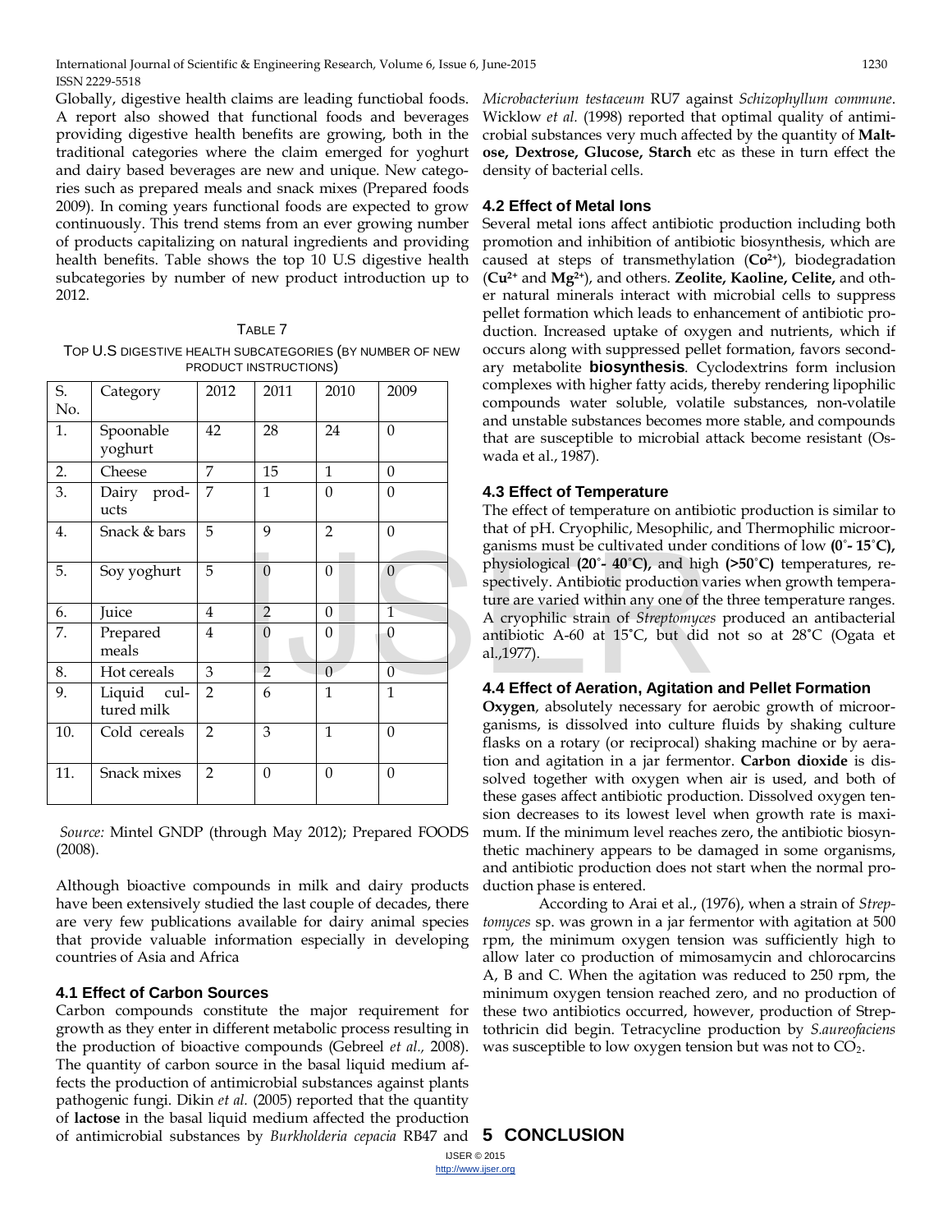Globally, digestive health claims are leading functiobal foods. A report also showed that functional foods and beverages providing digestive health benefits are growing, both in the traditional categories where the claim emerged for yoghurt and dairy based beverages are new and unique. New categories such as prepared meals and snack mixes (Prepared foods 2009). In coming years functional foods are expected to grow continuously. This trend stems from an ever growing number of products capitalizing on natural ingredients and providing health benefits. Table shows the top 10 U.S digestive health subcategories by number of new product introduction up to 2012.

TABLE 7

TOP U.S DIGESTIVE HEALTH SUBCATEGORIES (BY NUMBER OF NEW PRODUCT INSTRUCTIONS)

| S. No. | Category | 2012 | 2011 | 2010 | 2009 |
|---|---|---|---|---|---|
| 1. | Spoonable yoghurt | 42 | 28 | 24 | 0 |
| 2. | Cheese | 7 | 15 | 1 | 0 |
| 3. | Dairy products | 7 | 1 | 0 | 0 |
| 4. | Snack & bars | 5 | 9 | 2 | 0 |
| 5. | Soy yoghurt | 5 | 0 | 0 | 0 |
| 6. | Juice | 4 | 2 | 0 | 1 |
| 7. | Prepared meals | 4 | 0 | 0 | 0 |
| 8. | Hot cereals | 3 | 2 | 0 | 0 |
| 9. | Liquid cultured milk | 2 | 6 | 1 | 1 |
| 10. | Cold cereals | 2 | 3 | 1 | 0 |
| 11. | Snack mixes | 2 | 0 | 0 | 0 |

*Source:* Mintel GNDP (through May 2012); Prepared FOODS (2008).

Although bioactive compounds in milk and dairy products have been extensively studied the last couple of decades, there are very few publications available for dairy animal species that provide valuable information especially in developing countries of Asia and Africa

### 4.1 Effect of Carbon Sources

Carbon compounds constitute the major requirement for growth as they enter in different metabolic process resulting in the production of bioactive compounds (Gebreel *et al.,* 2008). The quantity of carbon source in the basal liquid medium affects the production of antimicrobial substances against plants pathogenic fungi. Dikin *et al.* (2005) reported that the quantity of **lactose** in the basal liquid medium affected the production of antimicrobial substances by *Burkholderia cepacia* RB47 and *Microbacterium testaceum* RU7 against *Schizophyllum commune*. Wicklow *et al.* (1998) reported that optimal quality of antimicrobial substances very much affected by the quantity of **Maltose, Dextrose, Glucose, Starch** etc as these in turn effect the density of bacterial cells.

### 4.2 Effect of Metal Ions

Several metal ions affect antibiotic production including both promotion and inhibition of antibiotic biosynthesis, which are caused at steps of transmethylation (**$Co^{2+}$**), biodegradation (**$Cu^{2+}$** and **$Mg^{2+}$**), and others. **Zeolite, Kaoline, Celite,** and other natural minerals interact with microbial cells to suppress pellet formation which leads to enhancement of antibiotic production. Increased uptake of oxygen and nutrients, which if occurs along with suppressed pellet formation, favors secondary metabolite **biosynthesis**. Cyclodextrins form inclusion complexes with higher fatty acids, thereby rendering lipophilic compounds water soluble, volatile substances, non-volatile and unstable substances becomes more stable, and compounds that are susceptible to microbial attack become resistant (Oswada et al., 1987).

### 4.3 Effect of Temperature

The effect of temperature on antibiotic production is similar to that of pH. Cryophilic, Mesophilic, and Thermophilic microorganisms must be cultivated under conditions of low **(0˚- 15˚C),** physiological **(20˚- 40˚C),** and high **(>50˚C)** temperatures, respectively. Antibiotic production varies when growth temperature are varied within any one of the three temperature ranges. A cryophilic strain of *Streptomyces* produced an antibacterial antibiotic A-60 at 15˚C, but did not so at 28˚C (Ogata et al.,1977).

### 4.4 Effect of Aeration, Agitation and Pellet Formation

**Oxygen**, absolutely necessary for aerobic growth of microorganisms, is dissolved into culture fluids by shaking culture flasks on a rotary (or reciprocal) shaking machine or by aeration and agitation in a jar fermentor. **Carbon dioxide** is dissolved together with oxygen when air is used, and both of these gases affect antibiotic production. Dissolved oxygen tension decreases to its lowest level when growth rate is maximum. If the minimum level reaches zero, the antibiotic biosynthetic machinery appears to be damaged in some organisms, and antibiotic production does not start when the normal production phase is entered.

According to Arai et al., (1976), when a strain of *Streptomyces* sp. was grown in a jar fermentor with agitation at 500 rpm, the minimum oxygen tension was sufficiently high to allow later co production of mimosamycin and chlorocarcins A, B and C. When the agitation was reduced to 250 rpm, the minimum oxygen tension reached zero, and no production of these two antibiotics occurred, however, production of Streptothricin did begin. Tetracycline production by *S.aureofaciens* was susceptible to low oxygen tension but was not to $CO_2$.

## 5 CONCLUSION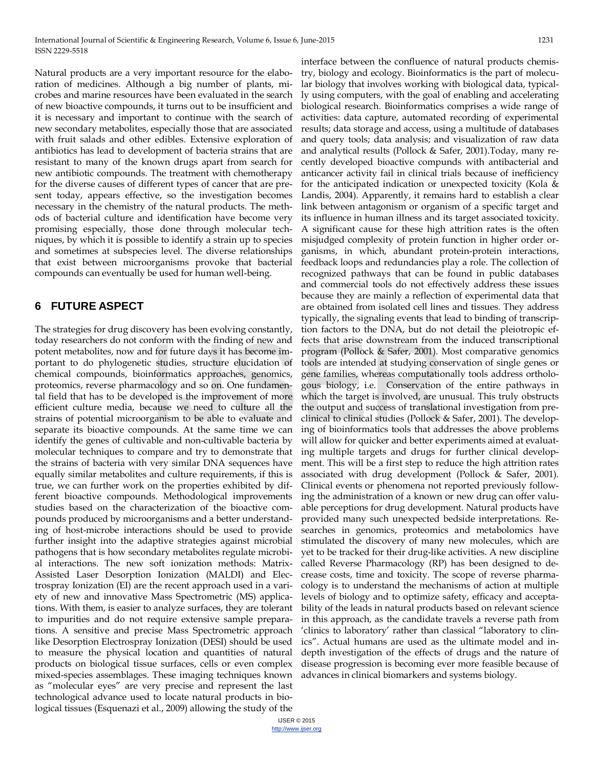Natural products are a very important resource for the elaboration of medicines. Although a big number of plants, microbes and marine resources have been evaluated in the search of new bioactive compounds, it turns out to be insufficient and it is necessary and important to continue with the search of new secondary metabolites, especially those that are associated with fruit salads and other edibles. Extensive exploration of antibiotics has lead to development of bacteria strains that are resistant to many of the known drugs apart from search for new antibiotic compounds. The treatment with chemotherapy for the diverse causes of different types of cancer that are present today, appears effective, so the investigation becomes necessary in the chemistry of the natural products. The methods of bacterial culture and identification have become very promising especially, those done through molecular techniques, by which it is possible to identify a strain up to species and sometimes at subspecies level. The diverse relationships that exist between microorganisms provoke that bacterial compounds can eventually be used for human well-being.

## 6 FUTURE ASPECT

The strategies for drug discovery has been evolving constantly, today researchers do not conform with the finding of new and potent metabolites, now and for future days it has become important to do phylogenetic studies, structure elucidation of chemical compounds, bioinformatics approaches, genomics, proteomics, reverse pharmacology and so on. One fundamental field that has to be developed is the improvement of more efficient culture media, because we need to culture all the strains of potential microorganism to be able to evaluate and separate its bioactive compounds. At the same time we can identify the genes of cultivable and non-cultivable bacteria by molecular techniques to compare and try to demonstrate that the strains of bacteria with very similar DNA sequences have equally similar metabolites and culture requirements, if this is true, we can further work on the properties exhibited by different bioactive compounds. Methodological improvements studies based on the characterization of the bioactive compounds produced by microorganisms and a better understanding of host-microbe interactions should be used to provide further insight into the adaptive strategies against microbial pathogens that is how secondary metabolites regulate microbial interactions. The new soft ionization methods: Matrix-Assisted Laser Desorption Ionization (MALDI) and Electrospray Ionization (EI) are the recent approach used in a variety of new and innovative Mass Spectrometric (MS) applications. With them, is easier to analyze surfaces, they are tolerant to impurities and do not require extensive sample preparations. A sensitive and precise Mass Spectrometric approach like Desorption Electrospray Ionization (DESI) should be used to measure the physical location and quantities of natural products on biological tissue surfaces, cells or even complex mixed-species assemblages. These imaging techniques known as "molecular eyes" are very precise and represent the last technological advance used to locate natural products in biological tissues (Esquenazi et al., 2009) allowing the study of the interface between the confluence of natural products chemistry, biology and ecology. Bioinformatics is the part of molecular biology that involves working with biological data, typically using computers, with the goal of enabling and accelerating biological research. Bioinformatics comprises a wide range of activities: data capture, automated recording of experimental results; data storage and access, using a multitude of databases and query tools; data analysis; and visualization of raw data and analytical results (Pollock & Safer, 2001).Today, many recently developed bioactive compunds with antibacterial and anticancer activity fail in clinical trials because of inefficiency for the anticipated indication or unexpected toxicity (Kola & Landis, 2004). Apparently, it remains hard to establish a clear link between antagonism or organism of a specific target and its influence in human illness and its target associated toxicity. A significant cause for these high attrition rates is the often misjudged complexity of protein function in higher order organisms, in which, abundant protein-protein interactions, feedback loops and redundancies play a role. The collection of recognized pathways that can be found in public databases and commercial tools do not effectively address these issues because they are mainly a reflection of experimental data that are obtained from isolated cell lines and tissues. They address typically, the signaling events that lead to binding of transcription factors to the DNA, but do not detail the pleiotropic effects that arise downstream from the induced transcriptional program (Pollock & Safer, 2001). Most comparative genomics tools are intended at studying conservation of single genes or gene families, whereas computationally tools address orthologous biology, i.e. Conservation of the entire pathways in which the target is involved, are unusual. This truly obstructs the output and success of translational investigation from preclinical to clinical studies (Pollock & Safer, 2001). The developing of bioinformatics tools that addresses the above problems will allow for quicker and better experiments aimed at evaluating multiple targets and drugs for further clinical development. This will be a first step to reduce the high attrition rates associated with drug development (Pollock & Safer, 2001). Clinical events or phenomena not reported previously following the administration of a known or new drug can offer valuable perceptions for drug development. Natural products have provided many such unexpected bedside interpretations. Researches in genomics, proteomics and metabolomics have stimulated the discovery of many new molecules, which are yet to be tracked for their drug-like activities. A new discipline called Reverse Pharmacology (RP) has been designed to decrease costs, time and toxicity. The scope of reverse pharmacology is to understand the mechanisms of action at multiple levels of biology and to optimize safety, efficacy and acceptability of the leads in natural products based on relevant science in this approach, as the candidate travels a reverse path from 'clinics to laboratory' rather than classical "laboratory to clinics". Actual humans are used as the ultimate model and in-depth investigation of the effects of drugs and the nature of disease progression is becoming ever more feasible because of advances in clinical biomarkers and systems biology.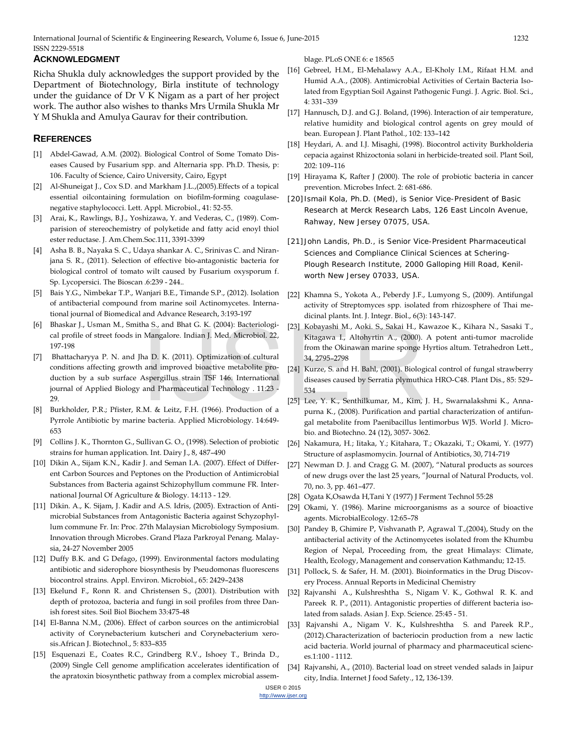## ACKNOWLEDGMENT

Richa Shukla duly acknowledges the support provided by the Department of Biotechnology, Birla institute of technology under the guidance of Dr V K Nigam as a part of her project work. The author also wishes to thanks Mrs Urmila Shukla Mr Y M Shukla and Amulya Gaurav for their contribution.

## REFERENCES

[1] Abdel-Gawad, A.M. (2002). Biological Control of Some Tomato Diseases Caused by Fusarium spp. and Alternaria spp. Ph.D. Thesis, p: 106. Faculty of Science, Cairo University, Cairo, Egypt

[2] Al-Shuneigat J., Cox S.D. and Markham J.L.,(2005).Effects of a topical essential oilcontaining formulation on biofilm-forming coagulase-negative staphylococci. Lett. Appl. Microbiol., 41: 52-55.

[3] Arai, K., Rawlings, B.J., Yoshizawa, Y. and Vederas, C., (1989). Comparision of stereochemistry of polyketide and fatty acid enoyl thiol ester reductase. J. Am.Chem.Soc.111, 3391-3399

[4] Asha B. B., Nayaka S. C., Udaya shankar A. C., Srinivas C. and Niranjana S. R., (2011). Selection of effective bio-antagonistic bacteria for biological control of tomato wilt caused by Fusarium oxysporum f. Sp. Lycopersici. The Bioscan .6:239 - 244..

[5] Bais Y.G., Nimbekar T.P., Wanjari B.E., Timande S.P., (2012). Isolation of antibacterial compound from marine soil Actinomycetes. International journal of Biomedical and Advance Research, 3:193-197

[6] Bhaskar J., Usman M., Smitha S., and Bhat G. K. (2004): Bacteriological profile of street foods in Mangalore. Indian J. Med. Microbiol. 22, 197-198

[7] Bhattacharyya P. N. and Jha D. K. (2011). Optimization of cultural conditions affecting growth and improved bioactive metabolite production by a sub surface Aspergillus strain TSF 146. International journal of Applied Biology and Pharmaceutical Technology . 11:23 - 29.

[8] Burkholder, P.R.; Pfister, R.M. & Leitz, F.H. (1966). Production of a Pyrrole Antibiotic by marine bacteria. Applied Microbiology. 14:649-653

[9] Collins J. K., Thornton G., Sullivan G. O., (1998). Selection of probiotic strains for human application. Int. Dairy J., 8, 487–490

[10] Dikin A., Sijam K.N., Kadir J. and Seman I.A. (2007). Effect of Different Carbon Sources and Peptones on the Production of Antimicrobial Substances from Bacteria against Schizophyllum commune FR. International Journal Of Agriculture & Biology. 14:113 - 129.

[11] Dikin. A., K. Sijam, J. Kadir and A.S. Idris, (2005). Extraction of Antimicrobial Substances from Antagonistic Bacteria against Schyzophyllum commune Fr. In: Proc. 27th Malaysian Microbiology Symposium. Innovation through Microbes. Grand Plaza Parkroyal Penang. Malaysia, 24-27 November 2005

[12] Duffy B.K. and G Defago, (1999). Environmental factors modulating antibiotic and siderophore biosynthesis by Pseudomonas fluorescens biocontrol strains. Appl. Environ. Microbiol., 65: 2429–2438

[13] Ekelund F., Ronn R. and Christensen S., (2001). Distribution with depth of protozoa, bacteria and fungi in soil profiles from three Danish forest sites. Soil Biol Biochem 33:475-48

[14] El-Banna N.M., (2006). Effect of carbon sources on the antimicrobial activity of Corynebacterium kutscheri and Corynebacterium xerosis.African J. Biotechnol., 5: 833–835

[15] Esquenazi E., Coates R.C., Grindberg R.V., Ishoey T., Brinda D., (2009) Single Cell genome amplification accelerates identification of the apratoxin biosynthetic pathway from a complex microbial assemblage. PLoS ONE 6: e 18565

[16] Gebreel, H.M., El-Mehalawy A.A., El-Kholy I.M., Rifaat H.M. and Humid A.A., (2008). Antimicrobial Activities of Certain Bacteria Isolated from Egyptian Soil Against Pathogenic Fungi. J. Agric. Biol. Sci., 4: 331–339

[17] Hannusch, D.J. and G.J. Boland, (1996). Interaction of air temperature, relative humidity and biological control agents on grey mould of bean. European J. Plant Pathol., 102: 133–142

[18] Heydari, A. and I.J. Misaghi, (1998). Biocontrol activity Burkholderia cepacia against Rhizoctonia solani in herbicide-treated soil. Plant Soil, 202: 109–116

[19] Hirayama K, Rafter J (2000). The role of probiotic bacteria in cancer prevention. Microbes Infect. 2: 681-686.

[20] Ismail Kola, Ph.D. (Med), is Senior Vice-President of Basic Research at Merck Research Labs, 126 East Lincoln Avenue, Rahway, New Jersey 07075, USA.

[21] John Landis, Ph.D., is Senior Vice-President Pharmaceutical Sciences and Compliance Clinical Sciences at Schering-Plough Research Institute, 2000 Galloping Hill Road, Kenilworth New Jersey 07033, USA.

[22] Khamna S., Yokota A., Peberdy J.F., Lumyong S., (2009). Antifungal activity of Streptomyces spp. isolated from rhizosphere of Thai medicinal plants. Int. J. Integr. Biol., 6(3): 143-147.

[23] Kobayashi M., Aoki. S., Sakai H., Kawazoe K., Kihara N., Sasaki T., Kitagawa I., Altohyrtin A., (2000). A potent anti-tumor macrolide from the Okinawan marine sponge Hyrtios altum. Tetrahedron Lett., 34, 2795–2798

[24] Kurze, S. and H. Bahl, (2001). Biological control of fungal strawberry diseases caused by Serratia plymuthica HRO-C48. Plant Dis., 85: 529–534

[25] Lee, Y. K., Senthilkumar, M., Kim, J. H., Swarnalakshmi K., Annapurna K., (2008). Purification and partial characterization of antifungal metabolite from Paenibacillus lentimorbus WJ5. World J. Microbio. and Biotechno. 24 (12), 3057- 3062.

[26] Nakamura, H.; Iitaka, Y.; Kitahara, T.; Okazaki, T.; Okami, Y. (1977) Structure of asplasmomycin. Journal of Antibiotics, 30, 714-719

[27] Newman D. J. and Cragg G. M. (2007), "Natural products as sources of new drugs over the last 25 years, "Journal of Natural Products, vol. 70, no. 3, pp. 461–477.

[28] Ogata K,Osawda H,Tani Y (1977) J Ferment Technol 55:28

[29] Okami, Y. (1986). Marine microorganisms as a source of bioactive agents. MicrobialEcology. 12:65–78

[30] Pandey B, Ghimire P, Vishvanath P, Agrawal T.,(2004), Study on the antibacterial activity of the Actinomycetes isolated from the Khumbu Region of Nepal, Proceeding from, the great Himalays: Climate, Health, Ecology, Management and conservation Kathmandu; 12-15.

[31] Pollock, S. & Safer, H. M. (2001). Bioinformatics in the Drug Discovery Process. Annual Reports in Medicinal Chemistry

[32] Rajvanshi A., Kulshreshtha S., Nigam V. K., Gothwal R. K. and Pareek R. P., (2011). Antagonistic properties of different bacteria isolated from salads. Asian J. Exp. Science. 25:45 - 51.

[33] Rajvanshi A., Nigam V. K., Kulshreshtha S. and Pareek R.P., (2012).Characterization of bacteriocin production from a new lactic acid bacteria. World journal of pharmacy and pharmaceutical sciences.1:100 - 1112.

[34] Rajvanshi, A., (2010). Bacterial load on street vended salads in Jaipur city, India. Internet J food Safety., 12, 136-139.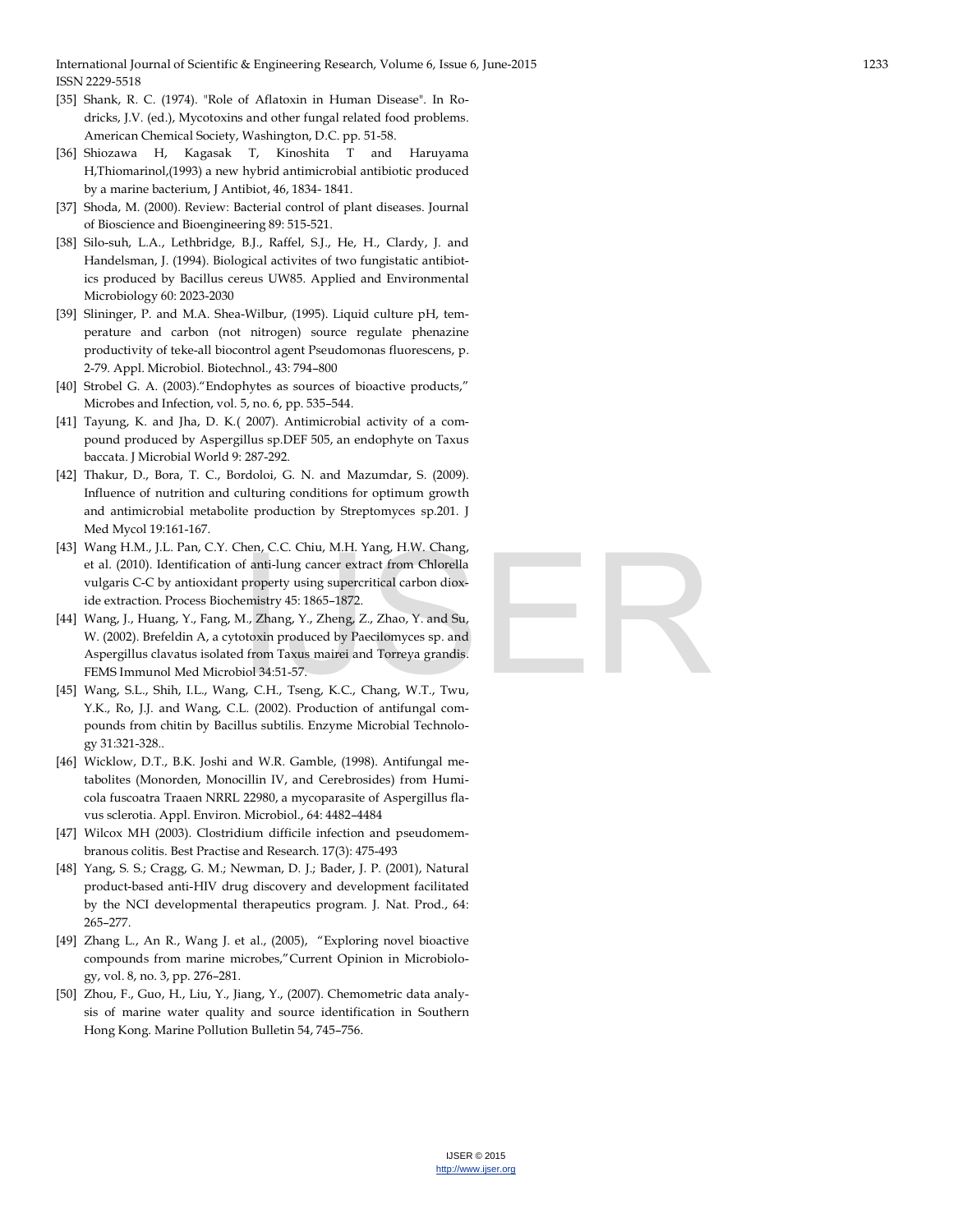[35] Shank, R. C. (1974). "Role of Aflatoxin in Human Disease". In Rodricks, J.V. (ed.), Mycotoxins and other fungal related food problems. American Chemical Society, Washington, D.C. pp. 51-58.

[36] Shiozawa H, Kagasak T, Kinoshita T and Haruyama H,Thiomarinol,(1993) a new hybrid antimicrobial antibiotic produced by a marine bacterium, J Antibiot, 46, 1834- 1841.

[37] Shoda, M. (2000). Review: Bacterial control of plant diseases. Journal of Bioscience and Bioengineering 89: 515-521.

[38] Silo-suh, L.A., Lethbridge, B.J., Raffel, S.J., He, H., Clardy, J. and Handelsman, J. (1994). Biological activites of two fungistatic antibiotics produced by Bacillus cereus UW85. Applied and Environmental Microbiology 60: 2023-2030

[39] Slininger, P. and M.A. Shea-Wilbur, (1995). Liquid culture pH, temperature and carbon (not nitrogen) source regulate phenazine productivity of teke-all biocontrol agent Pseudomonas fluorescens, p. 2-79. Appl. Microbiol. Biotechnol., 43: 794–800

[40] Strobel G. A. (2003)."Endophytes as sources of bioactive products," Microbes and Infection, vol. 5, no. 6, pp. 535–544.

[41] Tayung, K. and Jha, D. K.( 2007). Antimicrobial activity of a compound produced by Aspergillus sp.DEF 505, an endophyte on Taxus baccata. J Microbial World 9: 287-292.

[42] Thakur, D., Bora, T. C., Bordoloi, G. N. and Mazumdar, S. (2009). Influence of nutrition and culturing conditions for optimum growth and antimicrobial metabolite production by Streptomyces sp.201. J Med Mycol 19:161-167.

[43] Wang H.M., J.L. Pan, C.Y. Chen, C.C. Chiu, M.H. Yang, H.W. Chang, et al. (2010). Identification of anti-lung cancer extract from Chlorella vulgaris C-C by antioxidant property using supercritical carbon dioxide extraction. Process Biochemistry 45: 1865–1872.

[44] Wang, J., Huang, Y., Fang, M., Zhang, Y., Zheng, Z., Zhao, Y. and Su, W. (2002). Brefeldin A, a cytotoxin produced by Paecilomyces sp. and Aspergillus clavatus isolated from Taxus mairei and Torreya grandis. FEMS Immunol Med Microbiol 34:51-57.

[45] Wang, S.L., Shih, I.L., Wang, C.H., Tseng, K.C., Chang, W.T., Twu, Y.K., Ro, J.J. and Wang, C.L. (2002). Production of antifungal compounds from chitin by Bacillus subtilis. Enzyme Microbial Technology 31:321-328..

[46] Wicklow, D.T., B.K. Joshi and W.R. Gamble, (1998). Antifungal metabolites (Monorden, Monocillin IV, and Cerebrosides) from Humicola fuscoatra Traaen NRRL 22980, a mycoparasite of Aspergillus flavus sclerotia. Appl. Environ. Microbiol., 64: 4482–4484

[47] Wilcox MH (2003). Clostridium difficile infection and pseudomembranous colitis. Best Practise and Research. 17(3): 475-493

[48] Yang, S. S.; Cragg, G. M.; Newman, D. J.; Bader, J. P. (2001), Natural product-based anti-HIV drug discovery and development facilitated by the NCI developmental therapeutics program. J. Nat. Prod., 64: 265–277.

[49] Zhang L., An R., Wang J. et al., (2005), "Exploring novel bioactive compounds from marine microbes,"Current Opinion in Microbiology, vol. 8, no. 3, pp. 276–281.

[50] Zhou, F., Guo, H., Liu, Y., Jiang, Y., (2007). Chemometric data analysis of marine water quality and source identification in Southern Hong Kong. Marine Pollution Bulletin 54, 745–756.